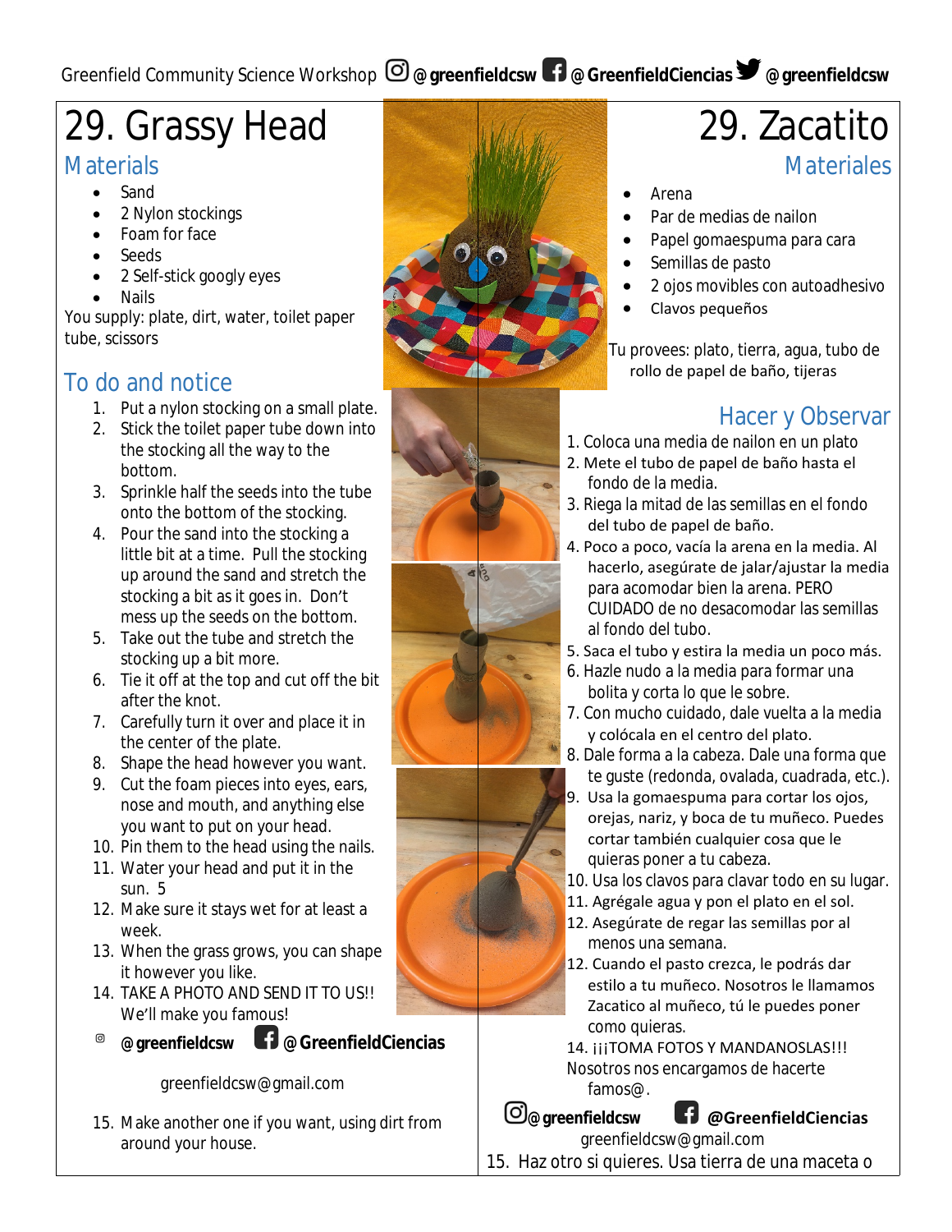Greenfield Community Science Workshop @greenfieldcsw @GreenfieldCiencias @greenfieldcsw

# 29. Grassy Head

## Materials

- Sand
- 2 Nylon stockings
- Foam for face
- Seeds
- 2 Self-stick googly eyes
- Nails

You supply: plate, dirt, water, toilet paper tube, scissors

## To do and notice

1. Put a nylon stocking on a small plate.
2. Stick the toilet paper tube down into the stocking all the way to the bottom.
3. Sprinkle half the seeds into the tube onto the bottom of the stocking.
4. Pour the sand into the stocking a little bit at a time. Pull the stocking up around the sand and stretch the stocking a bit as it goes in. Don't mess up the seeds on the bottom.
5. Take out the tube and stretch the stocking up a bit more.
6. Tie it off at the top and cut off the bit after the knot.
7. Carefully turn it over and place it in the center of the plate.
8. Shape the head however you want.
9. Cut the foam pieces into eyes, ears, nose and mouth, and anything else you want to put on your head.
10. Pin them to the head using the nails.
11. Water your head and put it in the sun. 5
12. Make sure it stays wet for at least a week.
13. When the grass grows, you can shape it however you like.
14. TAKE A PHOTO AND SEND IT TO US!! We'll make you famous!

@greenfieldcsw @GreenfieldCiencias

greenfieldcsw@gmail.com

15. Make another one if you want, using dirt from around your house.

# 29. Zacatito

## Materiales

- Arena
- Par de medias de nailon
- Papel gomaespuma para cara
- Semillas de pasto
- 2 ojos movibles con autoadhesivo
- Clavos pequeños

Tu provees: plato, tierra, agua, tubo de rollo de papel de baño, tijeras

## Hacer y Observar

1. Coloca una media de nailon en un plato
2. Mete el tubo de papel de baño hasta el fondo de la media.
3. Riega la mitad de las semillas en el fondo del tubo de papel de baño.
4. Poco a poco, vacía la arena en la media. Al hacerlo, asegúrate de jalar/ajustar la media para acomodar bien la arena. PERO CUIDADO de no desacomodar las semillas al fondo del tubo.
5. Saca el tubo y estira la media un poco más.
6. Hazle nudo a la media para formar una bolita y corta lo que le sobre.
7. Con mucho cuidado, dale vuelta a la media y colócala en el centro del plato.
8. Dale forma a la cabeza. Dale una forma que te guste (redonda, ovalada, cuadrada, etc.).
9. Usa la gomaespuma para cortar los ojos, orejas, nariz, y boca de tu muñeco. Puedes cortar también cualquier cosa que le quieras poner a tu cabeza.
10. Usa los clavos para clavar todo en su lugar.
11. Agrégale agua y pon el plato en el sol.
12. Asegúrate de regar las semillas por al menos una semana.
12. Cuando el pasto crezca, le podrás dar estilo a tu muñeco. Nosotros le llamamos Zacatico al muñeco, tú le puedes poner como quieras.
14. ¡¡¡TOMA FOTOS Y MANDANOSLAS!!! Nosotros nos encargamos de hacerte famos@.

@greenfieldcsw @GreenfieldCiencias

greenfieldcsw@gmail.com

15. Haz otro si quieres. Usa tierra de una maceta o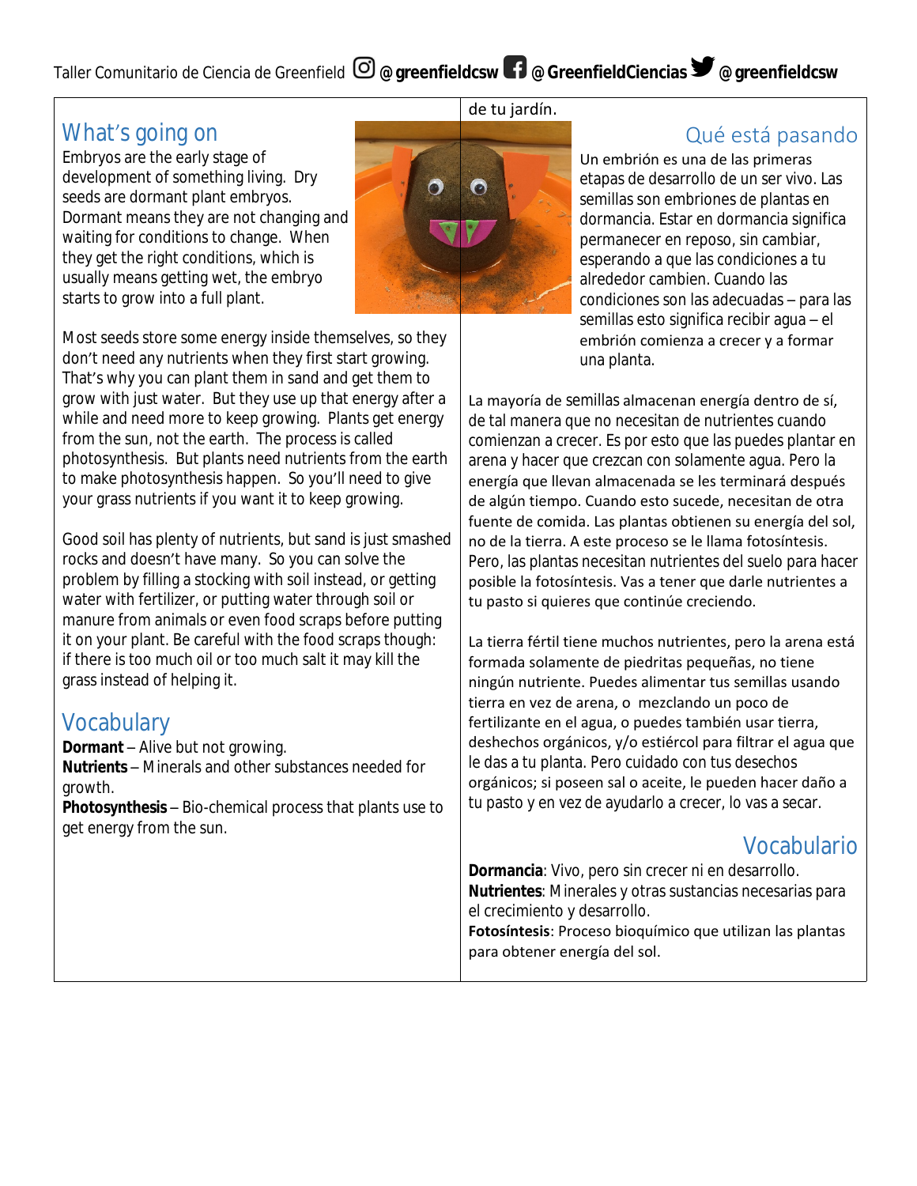Taller Comunitario de Ciencia de Greenfield @greenfieldcsw @GreenfieldCiencias @greenfieldcsw

## What's going on

Embryos are the early stage of development of something living. Dry seeds are dormant plant embryos. Dormant means they are not changing and waiting for conditions to change. When they get the right conditions, which is usually means getting wet, the embryo starts to grow into a full plant.

Most seeds store some energy inside themselves, so they don't need any nutrients when they first start growing. That's why you can plant them in sand and get them to grow with just water. But they use up that energy after a while and need more to keep growing. Plants get energy from the sun, not the earth. The process is called photosynthesis. But plants need nutrients from the earth to make photosynthesis happen. So you'll need to give your grass nutrients if you want it to keep growing.

Good soil has plenty of nutrients, but sand is just smashed rocks and doesn't have many. So you can solve the problem by filling a stocking with soil instead, or getting water with fertilizer, or putting water through soil or manure from animals or even food scraps before putting it on your plant. Be careful with the food scraps though: if there is too much oil or too much salt it may kill the grass instead of helping it.

## Vocabulary

**Dormant** – Alive but not growing.
**Nutrients** – Minerals and other substances needed for growth.
**Photosynthesis** – Bio-chemical process that plants use to get energy from the sun.

de tu jardín.

## Qué está pasando

Un embrión es una de las primeras etapas de desarrollo de un ser vivo. Las semillas son embriones de plantas en dormancia. Estar en dormancia significa permanecer en reposo, sin cambiar, esperando a que las condiciones a tu alrededor cambien. Cuando las condiciones son las adecuadas – para las semillas esto significa recibir agua – el embrión comienza a crecer y a formar una planta.

La mayoría de semillas almacenan energía dentro de sí, de tal manera que no necesitan de nutrientes cuando comienzan a crecer. Es por esto que las puedes plantar en arena y hacer que crezcan con solamente agua. Pero la energía que llevan almacenada se les terminará después de algún tiempo. Cuando esto sucede, necesitan de otra fuente de comida. Las plantas obtienen su energía del sol, no de la tierra. A este proceso se le llama fotosíntesis. Pero, las plantas necesitan nutrientes del suelo para hacer posible la fotosíntesis. Vas a tener que darle nutrientes a tu pasto si quieres que continúe creciendo.

La tierra fértil tiene muchos nutrientes, pero la arena está formada solamente de piedritas pequeñas, no tiene ningún nutriente. Puedes alimentar tus semillas usando tierra en vez de arena, o mezclando un poco de fertilizante en el agua, o puedes también usar tierra, deshechos orgánicos, y/o estiércol para filtrar el agua que le das a tu planta. Pero cuidado con tus desechos orgánicos; si poseen sal o aceite, le pueden hacer daño a tu pasto y en vez de ayudarlo a crecer, lo vas a secar.

## Vocabulario

**Dormancia**: Vivo, pero sin crecer ni en desarrollo.
**Nutrientes**: Minerales y otras sustancias necesarias para el crecimiento y desarrollo.
**Fotosíntesis**: Proceso bioquímico que utilizan las plantas para obtener energía del sol.